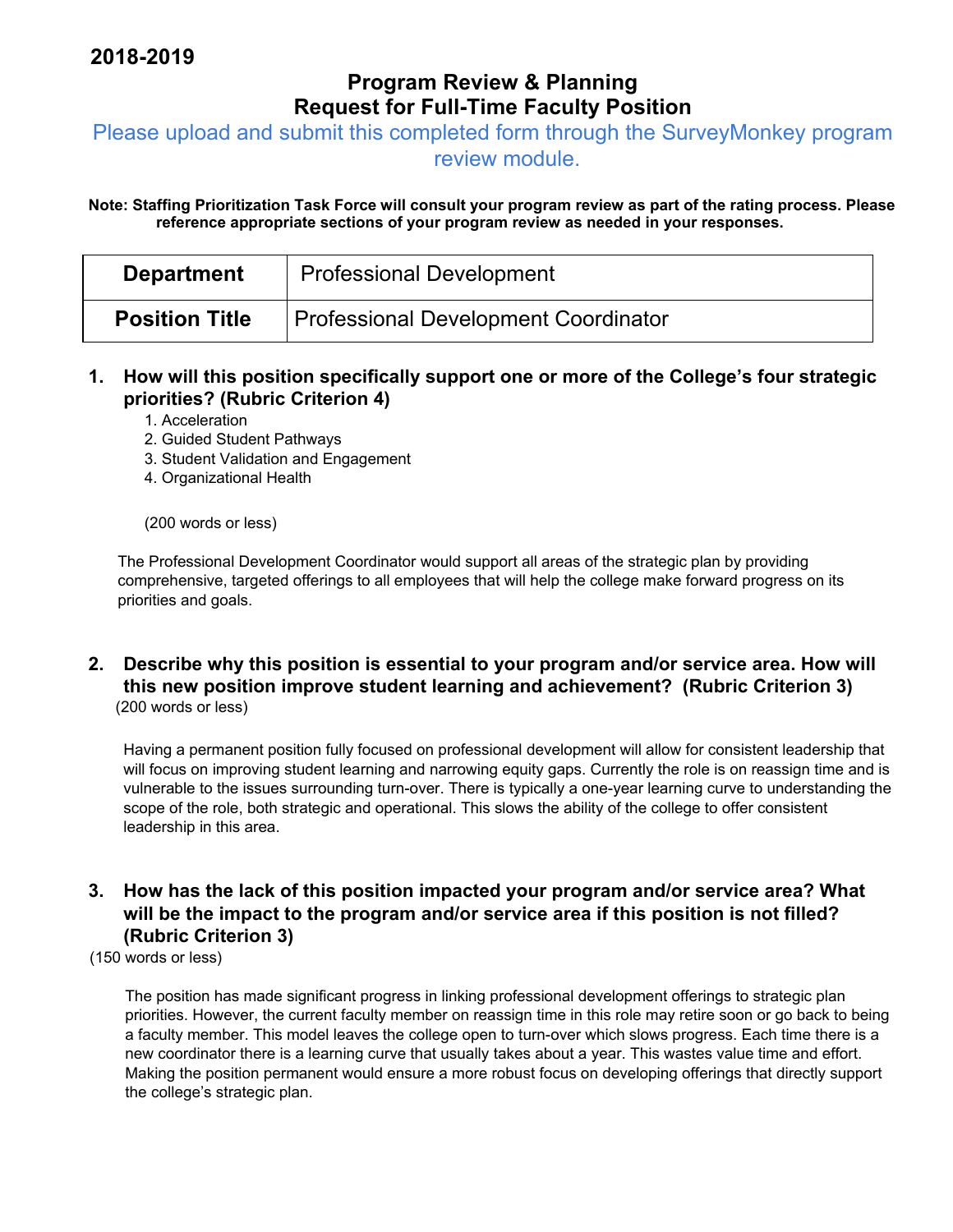**2018-2019**

## Program Review & Planning
## Request for Full-Time Faculty Position

Please upload and submit this completed form through the SurveyMonkey program review module.

**Note: Staffing Prioritization Task Force will consult your program review as part of the rating process. Please reference appropriate sections of your program review as needed in your responses.**

| **Department** | Professional Development |
|---|---|
| **Position Title** | Professional Development Coordinator |

**1. How will this position specifically support one or more of the College's four strategic priorities? (Rubric Criterion 4)**

1. Acceleration
2. Guided Student Pathways
3. Student Validation and Engagement
4. Organizational Health

(200 words or less)

The Professional Development Coordinator would support all areas of the strategic plan by providing comprehensive, targeted offerings to all employees that will help the college make forward progress on its priorities and goals.

**2. Describe why this position is essential to your program and/or service area. How will this new position improve student learning and achievement? (Rubric Criterion 3)**

(200 words or less)

Having a permanent position fully focused on professional development will allow for consistent leadership that will focus on improving student learning and narrowing equity gaps. Currently the role is on reassign time and is vulnerable to the issues surrounding turn-over. There is typically a one-year learning curve to understanding the scope of the role, both strategic and operational. This slows the ability of the college to offer consistent leadership in this area.

**3. How has the lack of this position impacted your program and/or service area? What will be the impact to the program and/or service area if this position is not filled? (Rubric Criterion 3)**

(150 words or less)

The position has made significant progress in linking professional development offerings to strategic plan priorities. However, the current faculty member on reassign time in this role may retire soon or go back to being a faculty member. This model leaves the college open to turn-over which slows progress. Each time there is a new coordinator there is a learning curve that usually takes about a year. This wastes value time and effort. Making the position permanent would ensure a more robust focus on developing offerings that directly support the college's strategic plan.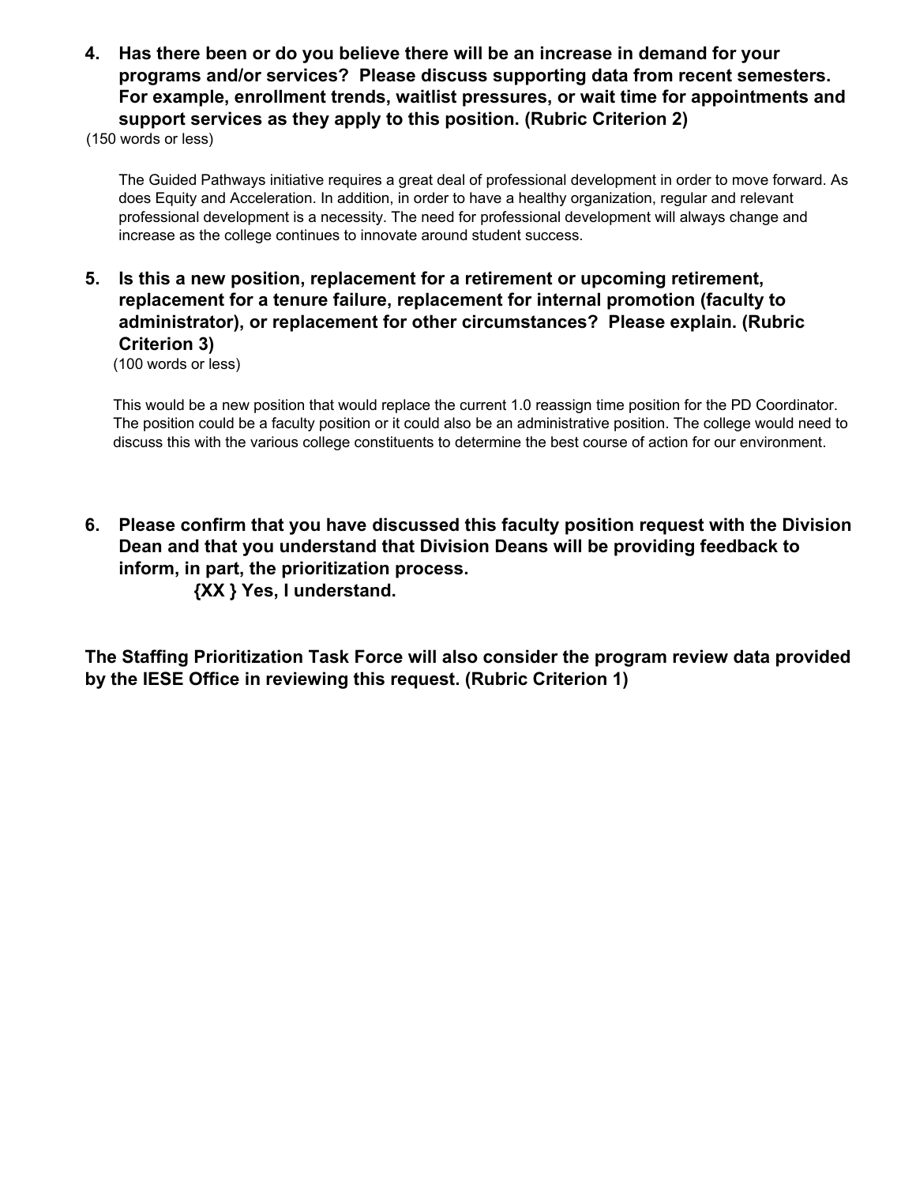**4. Has there been or do you believe there will be an increase in demand for your programs and/or services? Please discuss supporting data from recent semesters. For example, enrollment trends, waitlist pressures, or wait time for appointments and support services as they apply to this position. (Rubric Criterion 2)**

(150 words or less)

The Guided Pathways initiative requires a great deal of professional development in order to move forward. As does Equity and Acceleration. In addition, in order to have a healthy organization, regular and relevant professional development is a necessity. The need for professional development will always change and increase as the college continues to innovate around student success.

**5. Is this a new position, replacement for a retirement or upcoming retirement, replacement for a tenure failure, replacement for internal promotion (faculty to administrator), or replacement for other circumstances? Please explain. (Rubric Criterion 3)**

(100 words or less)

This would be a new position that would replace the current 1.0 reassign time position for the PD Coordinator. The position could be a faculty position or it could also be an administrative position. The college would need to discuss this with the various college constituents to determine the best course of action for our environment.

**6. Please confirm that you have discussed this faculty position request with the Division Dean and that you understand that Division Deans will be providing feedback to inform, in part, the prioritization process.**

**{XX } Yes, I understand.**

**The Staffing Prioritization Task Force will also consider the program review data provided by the IESE Office in reviewing this request. (Rubric Criterion 1)**